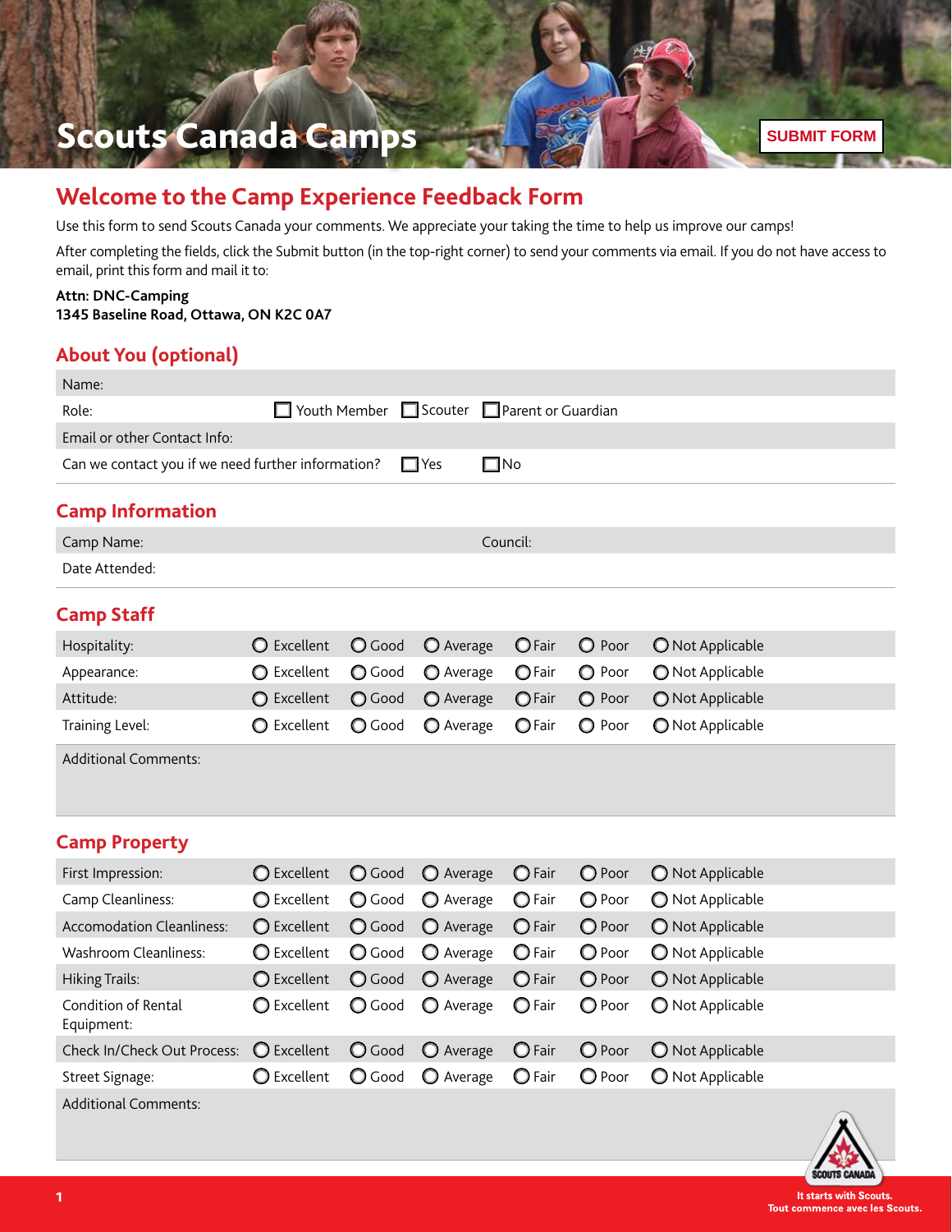# Scouts Canada Camps

SUBMIT FORM

## Welcome to the Camp Experience Feedback Form

Use this form to send Scouts Canada your comments. We appreciate your taking the time to help us improve our camps!

After completing the fields, click the Submit button (in the top-right corner) to send your comments via email. If you do not have access to email, print this form and mail it to:

**Attn: DNC-Camping**
**1345 Baseline Road, Ottawa, ON K2C 0A7**

## About You (optional)

Name:

Role: ☐ Youth Member ☐ Scouter ☐ Parent or Guardian

Email or other Contact Info:

Can we contact you if we need further information? ☐ Yes ☐ No

## Camp Information

Camp Name: Council:

Date Attended:

## Camp Staff

| | | | | | | |
|---|---|---|---|---|---|---|
| Hospitality: | ○ Excellent | ○ Good | ○ Average | ○ Fair | ○ Poor | ○ Not Applicable |
| Appearance: | ○ Excellent | ○ Good | ○ Average | ○ Fair | ○ Poor | ○ Not Applicable |
| Attitude: | ○ Excellent | ○ Good | ○ Average | ○ Fair | ○ Poor | ○ Not Applicable |
| Training Level: | ○ Excellent | ○ Good | ○ Average | ○ Fair | ○ Poor | ○ Not Applicable |

Additional Comments:

## Camp Property

| | | | | | | |
|---|---|---|---|---|---|---|
| First Impression: | ○ Excellent | ○ Good | ○ Average | ○ Fair | ○ Poor | ○ Not Applicable |
| Camp Cleanliness: | ○ Excellent | ○ Good | ○ Average | ○ Fair | ○ Poor | ○ Not Applicable |
| Accomodation Cleanliness: | ○ Excellent | ○ Good | ○ Average | ○ Fair | ○ Poor | ○ Not Applicable |
| Washroom Cleanliness: | ○ Excellent | ○ Good | ○ Average | ○ Fair | ○ Poor | ○ Not Applicable |
| Hiking Trails: | ○ Excellent | ○ Good | ○ Average | ○ Fair | ○ Poor | ○ Not Applicable |
| Condition of Rental Equipment: | ○ Excellent | ○ Good | ○ Average | ○ Fair | ○ Poor | ○ Not Applicable |
| Check In/Check Out Process: | ○ Excellent | ○ Good | ○ Average | ○ Fair | ○ Poor | ○ Not Applicable |
| Street Signage: | ○ Excellent | ○ Good | ○ Average | ○ Fair | ○ Poor | ○ Not Applicable |

Additional Comments:

It starts with Scouts.
Tout commence avec les Scouts.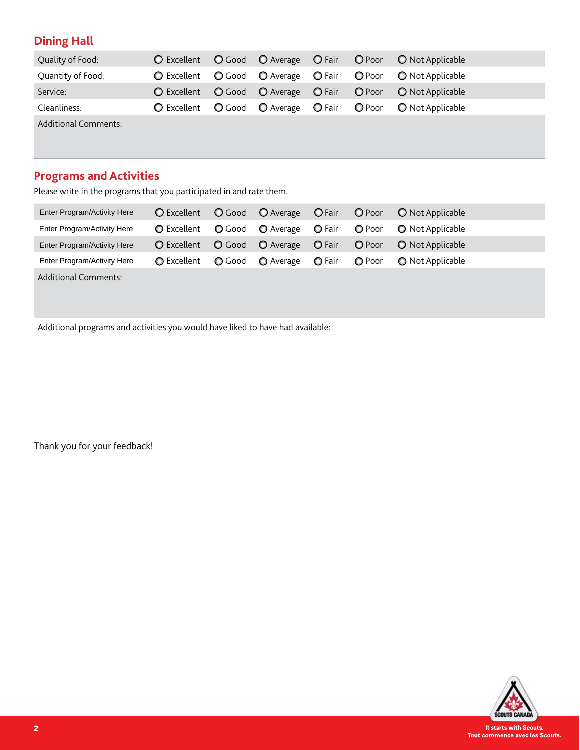## Dining Hall

| | | | | | | |
|---|---|---|---|---|---|---|
| Quality of Food: | ○ Excellent | ○ Good | ○ Average | ○ Fair | ○ Poor | ○ Not Applicable |
| Quantity of Food: | ○ Excellent | ○ Good | ○ Average | ○ Fair | ○ Poor | ○ Not Applicable |
| Service: | ○ Excellent | ○ Good | ○ Average | ○ Fair | ○ Poor | ○ Not Applicable |
| Cleanliness: | ○ Excellent | ○ Good | ○ Average | ○ Fair | ○ Poor | ○ Not Applicable |

Additional Comments:

## Programs and Activities

Please write in the programs that you participated in and rate them.

| | | | | | | |
|---|---|---|---|---|---|---|
| Enter Program/Activity Here | ○ Excellent | ○ Good | ○ Average | ○ Fair | ○ Poor | ○ Not Applicable |
| Enter Program/Activity Here | ○ Excellent | ○ Good | ○ Average | ○ Fair | ○ Poor | ○ Not Applicable |
| Enter Program/Activity Here | ○ Excellent | ○ Good | ○ Average | ○ Fair | ○ Poor | ○ Not Applicable |
| Enter Program/Activity Here | ○ Excellent | ○ Good | ○ Average | ○ Fair | ○ Poor | ○ Not Applicable |

Additional Comments:

Additional programs and activities you would have liked to have had available:

Thank you for your feedback!

It starts with Scouts.
Tout commence avec les Scouts.